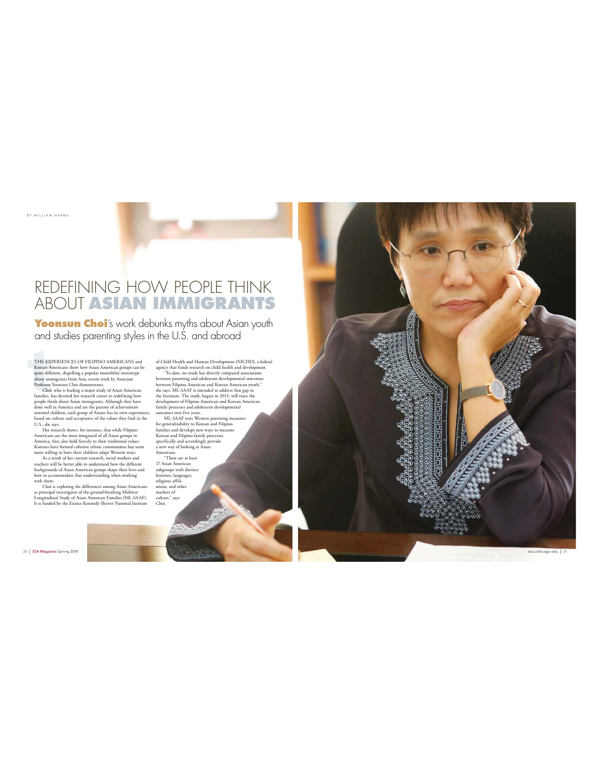BY WILLIAM HARMS

# REDEFINING HOW PEOPLE THINK ABOUT **ASIAN IMMIGRANTS**

## **Yoonsun Choi**'s work debunks myths about Asian youth and studies parenting styles in the U.S. and abroad

THE EXPERIENCES OF FILIPINO AMERICANS and Korean Americans show how Asian American groups can be quite different, dispelling a popular monolithic stereotype about immigrants from Asia, recent work by Associate Professor Yoonsun Choi demonstrates.

Choi, who is leading a major study of Asian American families, has devoted her research career to redefining how people think about Asian immigrants. Although they have done well in America and are the parents of achievement-oriented children, each group of Asians has its own experiences, based on culture and acceptance of the values they find in the U.S., she says.

Her research shows, for instance, that while Filipino Americans are the most integrated of all Asian groups in America, they also hold fiercely to their traditional values. Koreans have formed cohesive ethnic communities but seem more willing to have their children adapt Western ways.

As a result of her current research, social workers and teachers will be better able to understand how the different backgrounds of Asian American groups shape their lives and how to accommodate that understanding when working with them.

Choi is exploring the differences among Asian Americans as principal investigator of the ground-breaking Midwest Longitudinal Study of Asian American Families (ML-SAAF). It is funded by the Eunice Kennedy Shriver National Institute of Child Health and Human Development (NICHD), a federal agency that funds research on child health and development.

"To date, no study has directly compared associations between parenting and adolescent developmental outcomes between Filipino American and Korean American youth," she says. ML-SAAF is intended to address that gap in the literature. The study, begun in 2013, will trace the development of Filipino American and Korean American family processes and adolescent developmental outcomes over five years.

ML-SAAF tests Western parenting measures for generalizability to Korean and Filipino families and develops new ways to measure Korean and Filipino family processes specifically and accordingly provide a new way of looking at Asian Americans.

"There are at least 17 Asian American subgroups with distinct histories, languages, religious affiliations, and other markers of culture," says Choi.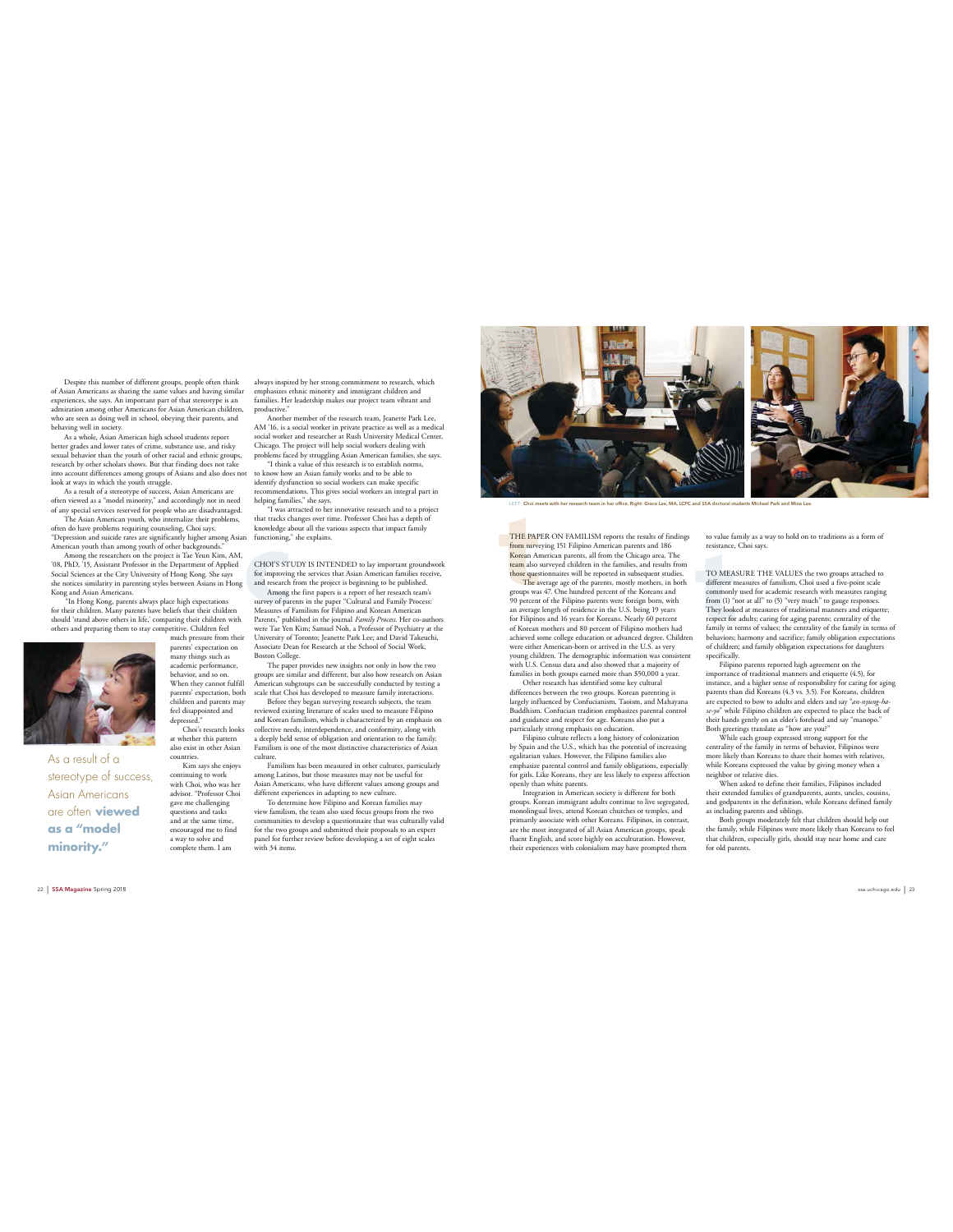Despite this number of different groups, people often think of Asian Americans as sharing the same values and having similar experiences, she says. An important part of that stereotype is an admiration among other Americans for Asian American children, who are seen as doing well in school, obeying their parents, and behaving well in society.

As a whole, Asian American high school students report better grades and lower rates of crime, substance use, and risky sexual behavior than the youth of other racial and ethnic groups, research by other scholars shows. But that finding does not take into account differences among groups of Asians and also does not look at ways in which the youth struggle.

As a result of a stereotype of success, Asian Americans are often viewed as a "model minority," and accordingly not in need of any special services reserved for people who are disadvantaged.

The Asian American youth, who internalize their problems, often do have problems requiring counseling, Choi says. "Depression and suicide rates are significantly higher among Asian American youth than among youth of other backgrounds."

Among the researchers on the project is Tae Yeun Kim, AM, '08, PhD, '15, Assistant Professor in the Department of Applied Social Sciences at the City University of Hong Kong. She says she notices similarity in parenting styles between Asians in Hong Kong and Asian Americans.

"In Hong Kong, parents always place high expectations for their children. Many parents have beliefs that their children should 'stand above others in life,' comparing their children with others and preparing them to stay competitive. Children feel much pressure from their parents' expectation on many things such as academic performance, behavior, and so on. When they cannot fulfill parents' expectation, both children and parents may feel disappointed and depressed."

Choi's research looks at whether this pattern also exist in other Asian countries.

Kim says she enjoys continuing to work with Choi, who was her advisor. "Professor Choi gave me challenging questions and tasks and at the same time, encouraged me to find a way to solve and complete them. I am always inspired by her strong commitment to research, which emphasizes ethnic minority and immigrant children and families. Her leadership makes our project team vibrant and productive."

As a result of a stereotype of success, Asian Americans are often **viewed as a "model minority."**

Another member of the research team, Jeanette Park Lee, AM '16, is a social worker in private practice as well as a medical social worker and researcher at Rush University Medical Center, Chicago. The project will help social workers dealing with problems faced by struggling Asian American families, she says.

"I think a value of this research is to establish norms, to know how an Asian family works and to be able to identify dysfunction so social workers can make specific recommendations. This gives social workers an integral part in helping families," she says.

"I was attracted to her innovative research and to a project that tracks changes over time. Professor Choi has a depth of knowledge about all the various aspects that impact family functioning," she explains.

CHOI'S STUDY IS INTENDED to lay important groundwork for improving the services that Asian American families receive, and research from the project is beginning to be published.

Among the first papers is a report of her research team's survey of parents in the paper "Cultural and Family Process: Measures of Familism for Filipino and Korean American Parents," published in the journal *Family Process*. Her co-authors were Tae Yen Kim; Samuel Noh, a Professor of Psychiatry at the University of Toronto; Jeanette Park Lee; and David Takeuchi, Associate Dean for Research at the School of Social Work, Boston College.

The paper provides new insights not only in how the two groups are similar and different, but also how research on Asian American subgroups can be successfully conducted by testing a scale that Choi has developed to measure family interactions.

Before they began surveying research subjects, the team reviewed existing literature of scales used to measure Filipino and Korean familism, which is characterized by an emphasis on collective needs, interdependence, and conformity, along with a deeply held sense of obligation and orientation to the family. Familism is one of the most distinctive characteristics of Asian culture.

Familism has been measured in other cultures, particularly among Latinos, but those measures may not be useful for Asian Americans, who have different values among groups and different experiences in adapting to new culture.

To determine how Filipino and Korean families may view familism, the team also used focus groups from the two communities to develop a questionnaire that was culturally valid for the two groups and submitted their proposals to an expert panel for further review before developing a set of eight scales with 34 items.

LEFT Choi meets with her research team in her office. Right: Grace Lee, MA, LCPC and SSA doctoral students Michael Park and Mina Lee.

THE PAPER ON FAMILISM reports the results of findings from surveying 151 Filipino American parents and 186 Korean American parents, all from the Chicago area. The team also surveyed children in the families, and results from those questionnaires will be reported in subsequent studies.

The average age of the parents, mostly mothers, in both groups was 47. One hundred percent of the Koreans and 90 percent of the Filipino parents were foreign born, with an average length of residence in the U.S. being 19 years for Filipinos and 16 years for Koreans. Nearly 60 percent of Korean mothers and 80 percent of Filipino mothers had achieved some college education or advanced degree. Children were either American-born or arrived in the U.S. as very young children. The demographic information was consistent with U.S. Census data and also showed that a majority of families in both groups earned more than $50,000 a year.

Other research has identified some key cultural differences between the two groups. Korean parenting is largely influenced by Confucianism, Taoism, and Mahayana Buddhism. Confucian tradition emphasizes parental control and guidance and respect for age. Koreans also put a particularly strong emphasis on education.

Filipino culture reflects a long history of colonization by Spain and the U.S., which has the potential of increasing egalitarian values. However, the Filipino families also emphasize parental control and family obligations, especially for girls. Like Koreans, they are less likely to express affection openly than white parents.

Integration in American society is different for both groups. Korean immigrant adults continue to live segregated, monolingual lives, attend Korean churches or temples, and primarily associate with other Koreans. Filipinos, in contrast, are the most integrated of all Asian American groups, speak fluent English, and score highly on acculturation. However, their experiences with colonialism may have prompted them to value family as a way to hold on to traditions as a form of resistance, Choi says.

TO MEASURE THE VALUES the two groups attached to different measures of familism, Choi used a five-point scale commonly used for academic research with measures ranging from (1) "not at all" to (5) "very much" to gauge responses. They looked at measures of traditional manners and etiquette; respect for adults; caring for aging parents; centrality of the family in terms of values; the centrality of the family in terms of behaviors; harmony and sacrifice; family obligation expectations of children; and family obligation expectations for daughters specifically.

Filipino parents reported high agreement on the importance of traditional manners and etiquette (4.5), for instance, and a higher sense of responsibility for caring for aging parents than did Koreans (4.3 vs. 3.5). For Koreans, children are expected to bow to adults and elders and say "*an-nyung-ha-se-yo*" while Filipino children are expected to place the back of their hands gently on an elder's forehead and say "manopo." Both greetings translate as "how are you?"

While each group expressed strong support for the centrality of the family in terms of behavior, Filipinos were more likely than Koreans to share their homes with relatives, while Koreans expressed the value by giving money when a neighbor or relative dies.

When asked to define their families, Filipinos included their extended families of grandparents, aunts, uncles, cousins, and godparents in the definition, while Koreans defined family as including parents and siblings.

Both groups moderately felt that children should help out the family, while Filipinos were more likely than Koreans to feel that children, especially girls, should stay near home and care for old parents.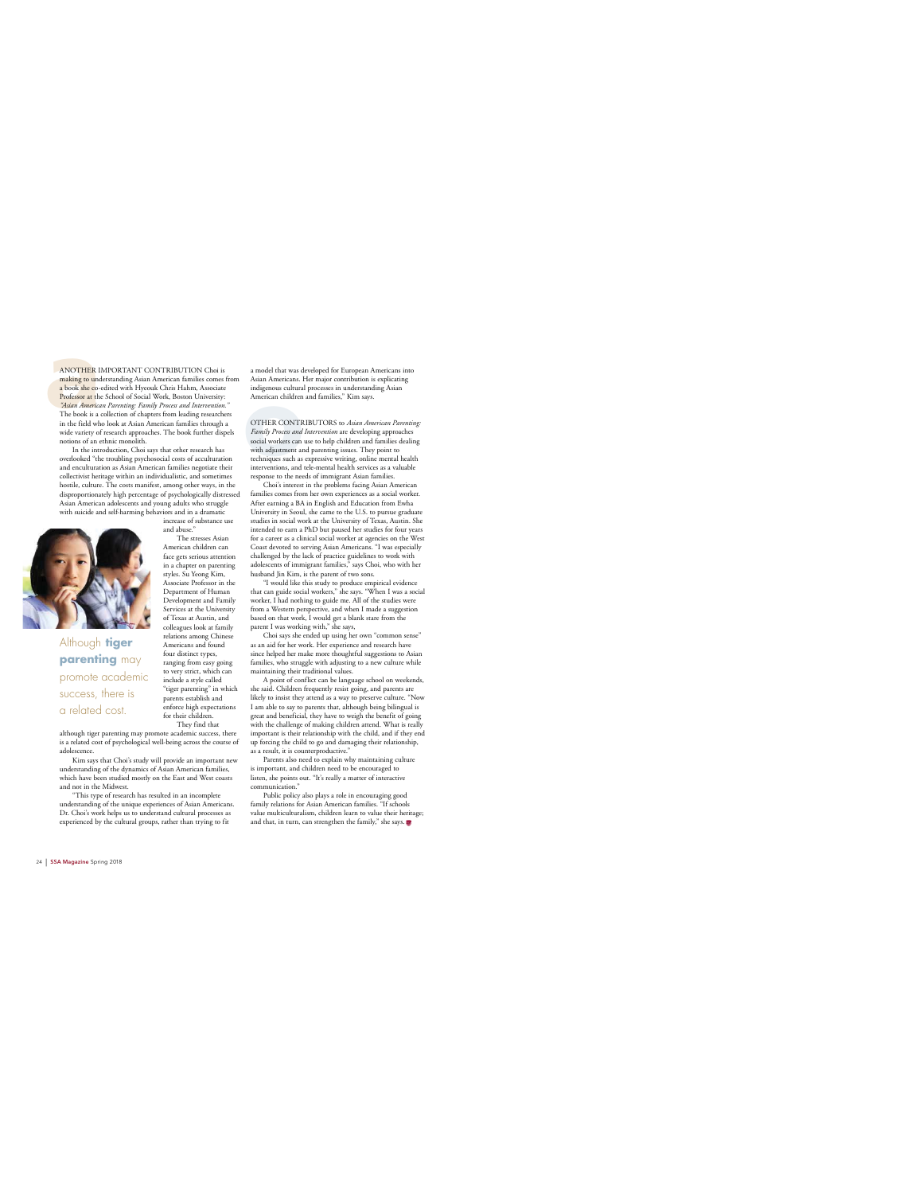ANOTHER IMPORTANT CONTRIBUTION Choi is making to understanding Asian American families comes from a book she co-edited with Hyeouk Chris Hahm, Associate Professor at the School of Social Work, Boston University: *"Asian American Parenting: Family Process and Intervention."* The book is a collection of chapters from leading researchers in the field who look at Asian American families through a wide variety of research approaches. The book further dispels notions of an ethnic monolith.

In the introduction, Choi says that other research has overlooked "the troubling psychosocial costs of acculturation and enculturation as Asian American families negotiate their collectivist heritage within an individualistic, and sometimes hostile, culture. The costs manifest, among other ways, in the disproportionately high percentage of psychologically distressed Asian American adolescents and young adults who struggle with suicide and self-harming behaviors and in a dramatic increase of substance use and abuse."

Although **tiger parenting** may promote academic success, there is a related cost.

The stresses Asian American children can face gets serious attention in a chapter on parenting styles. Su Yeong Kim, Associate Professor in the Department of Human Development and Family Services at the University of Texas at Austin, and colleagues look at family relations among Chinese Americans and found four distinct types, ranging from easy going to very strict, which can include a style called "tiger parenting" in which parents establish and enforce high expectations for their children.

They find that although tiger parenting may promote academic success, there is a related cost of psychological well-being across the course of adolescence.

Kim says that Choi's study will provide an important new understanding of the dynamics of Asian American families, which have been studied mostly on the East and West coasts and not in the Midwest.

"This type of research has resulted in an incomplete understanding of the unique experiences of Asian Americans. Dr. Choi's work helps us to understand cultural processes as experienced by the cultural groups, rather than trying to fit a model that was developed for European Americans into Asian Americans. Her major contribution is explicating indigenous cultural processes in understanding Asian American children and families," Kim says.

OTHER CONTRIBUTORS to *Asian American Parenting: Family Process and Intervention* are developing approaches social workers can use to help children and families dealing with adjustment and parenting issues. They point to techniques such as expressive writing, online mental health interventions, and tele-mental health services as a valuable response to the needs of immigrant Asian families.

Choi's interest in the problems facing Asian American families comes from her own experiences as a social worker. After earning a BA in English and Education from Ewha University in Seoul, she came to the U.S. to pursue graduate studies in social work at the University of Texas, Austin. She intended to earn a PhD but paused her studies for four years for a career as a clinical social worker at agencies on the West Coast devoted to serving Asian Americans. "I was especially challenged by the lack of practice guidelines to work with adolescents of immigrant families," says Choi, who with her husband Jin Kim, is the parent of two sons.

"I would like this study to produce empirical evidence that can guide social workers," she says. "When I was a social worker, I had nothing to guide me. All of the studies were from a Western perspective, and when I made a suggestion based on that work, I would get a blank stare from the parent I was working with," she says,

Choi says she ended up using her own "common sense" as an aid for her work. Her experience and research have since helped her make more thoughtful suggestions to Asian families, who struggle with adjusting to a new culture while maintaining their traditional values.

A point of conflict can be language school on weekends, she said. Children frequently resist going, and parents are likely to insist they attend as a way to preserve culture. "Now I am able to say to parents that, although being bilingual is great and beneficial, they have to weigh the benefit of going with the challenge of making children attend. What is really important is their relationship with the child, and if they end up forcing the child to go and damaging their relationship, as a result, it is counterproductive."

Parents also need to explain why maintaining culture is important, and children need to be encouraged to listen, she points out. "It's really a matter of interactive communication."

Public policy also plays a role in encouraging good family relations for Asian American families. "If schools value multiculturalism, children learn to value their heritage; and that, in turn, can strengthen the family," she says.